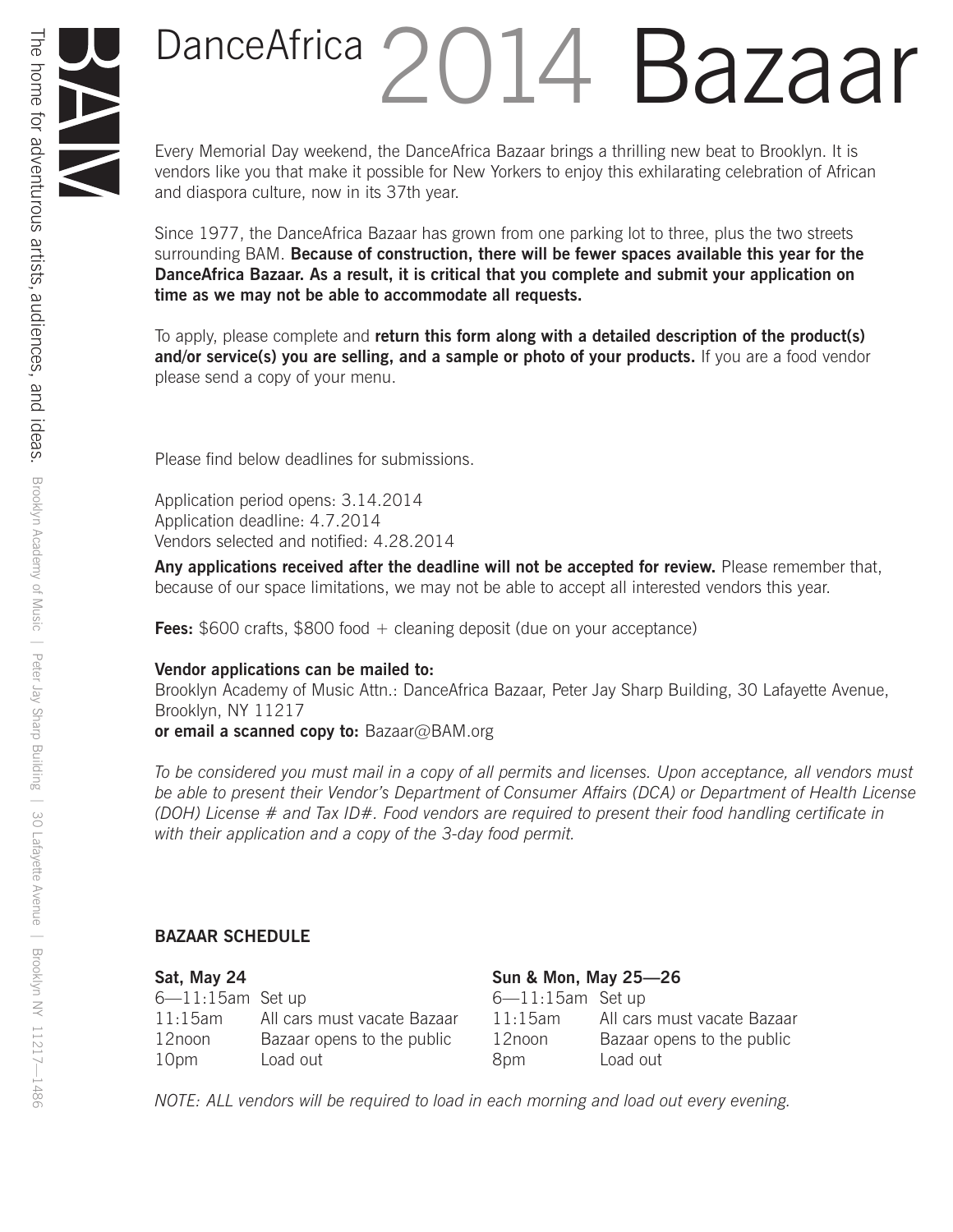# DanceAfrica 2014 Bazaar

Every Memorial Day weekend, the DanceAfrica Bazaar brings a thrilling new beat to Brooklyn. It is vendors like you that make it possible for New Yorkers to enjoy this exhilarating celebration of African and diaspora culture, now in its 37th year.

Since 1977, the DanceAfrica Bazaar has grown from one parking lot to three, plus the two streets surrounding BAM. **Because of construction, there will be fewer spaces available this year for the DanceAfrica Bazaar. As a result, it is critical that you complete and submit your application on time as we may not be able to accommodate all requests.**

To apply, please complete and **return this form along with a detailed description of the product(s) and/or service(s) you are selling, and a sample or photo of your products.** If you are a food vendor please send a copy of your menu.

Please find below deadlines for submissions.

Application period opens: 3.14.2014
Application deadline: 4.7.2014
Vendors selected and notified: 4.28.2014

**Any applications received after the deadline will not be accepted for review.** Please remember that, because of our space limitations, we may not be able to accept all interested vendors this year.

**Fees:** $600 crafts, $800 food + cleaning deposit (due on your acceptance)

**Vendor applications can be mailed to:**
Brooklyn Academy of Music Attn.: DanceAfrica Bazaar, Peter Jay Sharp Building, 30 Lafayette Avenue, Brooklyn, NY 11217
**or email a scanned copy to:** Bazaar@BAM.org

*To be considered you must mail in a copy of all permits and licenses. Upon acceptance, all vendors must be able to present their Vendor's Department of Consumer Affairs (DCA) or Department of Health License (DOH) License # and Tax ID#. Food vendors are required to present their food handling certificate in with their application and a copy of the 3-day food permit.*

## BAZAAR SCHEDULE

**Sat, May 24**

| | |
|---|---|
| 6—11:15am | Set up |
| 11:15am | All cars must vacate Bazaar |
| 12noon | Bazaar opens to the public |
| 10pm | Load out |

**Sun & Mon, May 25—26**

| | |
|---|---|
| 6—11:15am | Set up |
| 11:15am | All cars must vacate Bazaar |
| 12noon | Bazaar opens to the public |
| 8pm | Load out |

*NOTE: ALL vendors will be required to load in each morning and load out every evening.*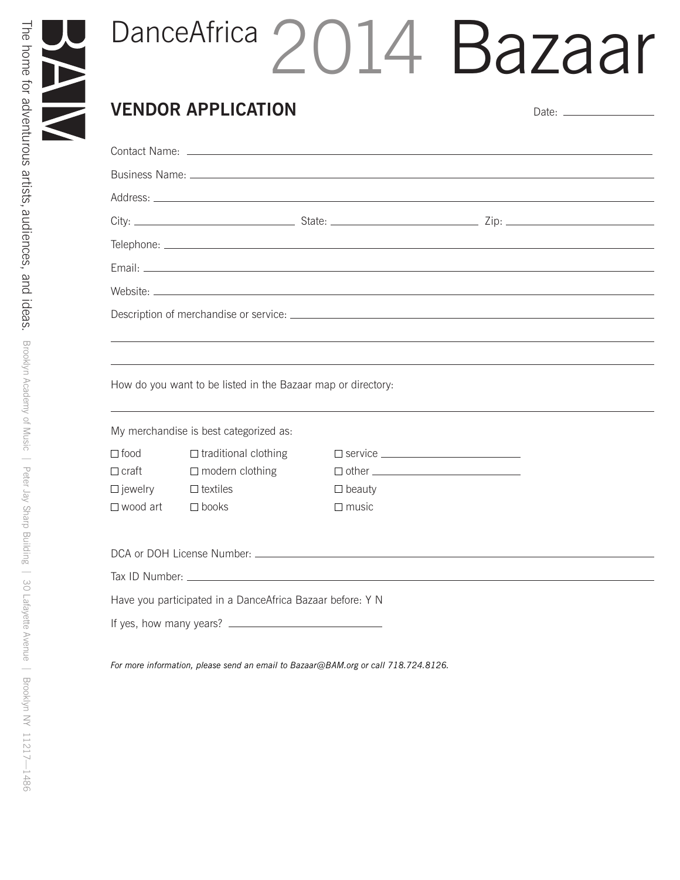# DanceAfrica 2014 Bazaar

The home for adventurous artists, audiences, and ideas.

Brooklyn Academy of Music | Peter Jay Sharp Building | 30 Lafayette Avenue | Brooklyn NY 11217—1486

## VENDOR APPLICATION

Date: ______________

Contact Name: ______________________________

Business Name: ______________________________

Address: ______________________________

City: ______________ State: ______________ Zip: ______________

Telephone: ______________________________

Email: ______________________________

Website: ______________________________

Description of merchandise or service: ______________________________

______________________________

______________________________

How do you want to be listed in the Bazaar map or directory:

______________________________

My merchandise is best categorized as:

- ☐ food
- ☐ craft
- ☐ jewelry
- ☐ wood art
- ☐ traditional clothing
- ☐ modern clothing
- ☐ textiles
- ☐ books
- ☐ service ______________
- ☐ other ______________
- ☐ beauty
- ☐ music

DCA or DOH License Number: ______________________________

Tax ID Number: ______________________________

Have you participated in a DanceAfrica Bazaar before: Y N

If yes, how many years? ______________

*For more information, please send an email to Bazaar@BAM.org or call 718.724.8126.*